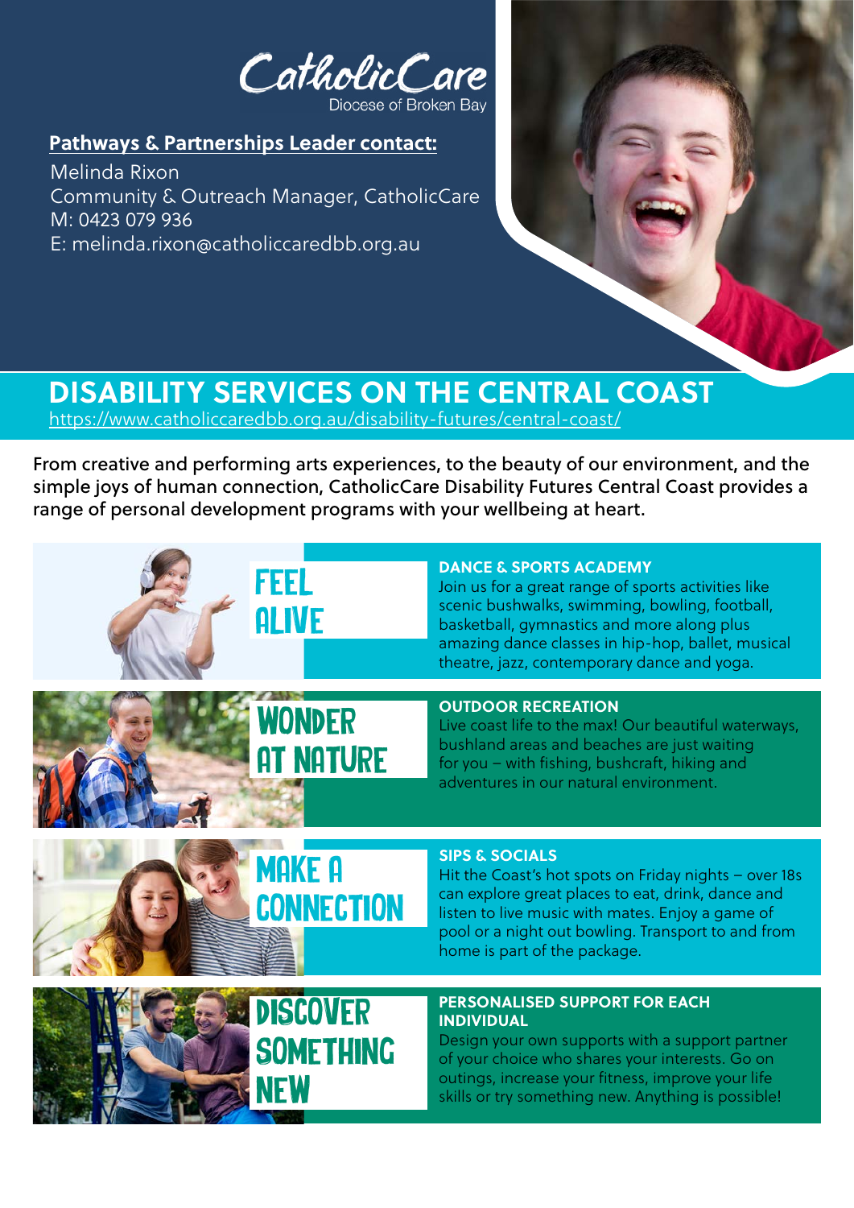CatholicCare
Diocese of Broken Bay

**Pathways & Partnerships Leader contact:**

Melinda Rixon
Community & Outreach Manager, CatholicCare
M: 0423 079 936
E: melinda.rixon@catholiccaredbb.org.au

# DISABILITY SERVICES ON THE CENTRAL COAST

https://www.catholiccaredbb.org.au/disability-futures/central-coast/

From creative and performing arts experiences, to the beauty of our environment, and the simple joys of human connection, CatholicCare Disability Futures Central Coast provides a range of personal development programs with your wellbeing at heart.

## FEEL ALIVE

### DANCE & SPORTS ACADEMY

Join us for a great range of sports activities like scenic bushwalks, swimming, bowling, football, basketball, gymnastics and more along plus amazing dance classes in hip-hop, ballet, musical theatre, jazz, contemporary dance and yoga.

## WONDER AT NATURE

### OUTDOOR RECREATION

Live coast life to the max! Our beautiful waterways, bushland areas and beaches are just waiting for you – with fishing, bushcraft, hiking and adventures in our natural environment.

## MAKE A CONNECTION

### SIPS & SOCIALS

Hit the Coast's hot spots on Friday nights – over 18s can explore great places to eat, drink, dance and listen to live music with mates. Enjoy a game of pool or a night out bowling. Transport to and from home is part of the package.

## DISCOVER SOMETHING NEW

### PERSONALISED SUPPORT FOR EACH INDIVIDUAL

Design your own supports with a support partner of your choice who shares your interests. Go on outings, increase your fitness, improve your life skills or try something new. Anything is possible!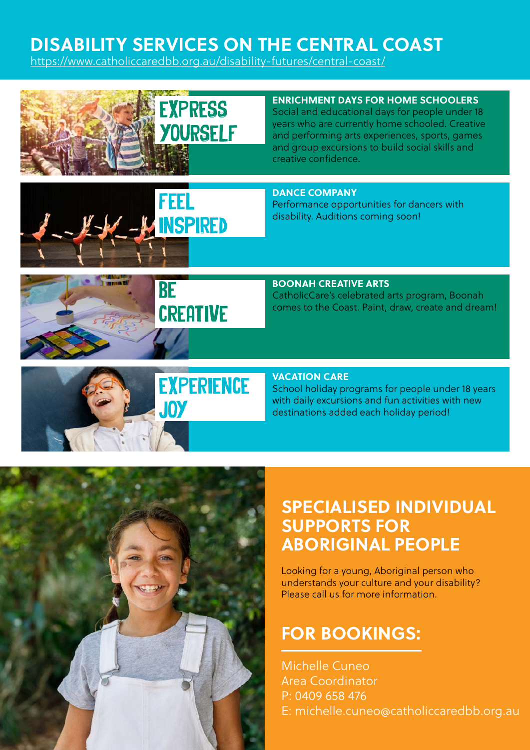# DISABILITY SERVICES ON THE CENTRAL COAST

https://www.catholiccaredbb.org.au/disability-futures/central-coast/

## EXPRESS YOURSELF

### ENRICHMENT DAYS FOR HOME SCHOOLERS

Social and educational days for people under 18 years who are currently home schooled. Creative and performing arts experiences, sports, games and group excursions to build social skills and creative confidence.

## FEEL INSPIRED

### DANCE COMPANY

Performance opportunities for dancers with disability. Auditions coming soon!

## BE CREATIVE

### BOONAH CREATIVE ARTS

CatholicCare's celebrated arts program, Boonah comes to the Coast. Paint, draw, create and dream!

## EXPERIENCE JOY

### VACATION CARE

School holiday programs for people under 18 years with daily excursions and fun activities with new destinations added each holiday period!

## SPECIALISED INDIVIDUAL SUPPORTS FOR ABORIGINAL PEOPLE

Looking for a young, Aboriginal person who understands your culture and your disability? Please call us for more information.

## FOR BOOKINGS:

Michelle Cuneo
Area Coordinator
P: 0409 658 476
E: michelle.cuneo@catholiccaredbb.org.au